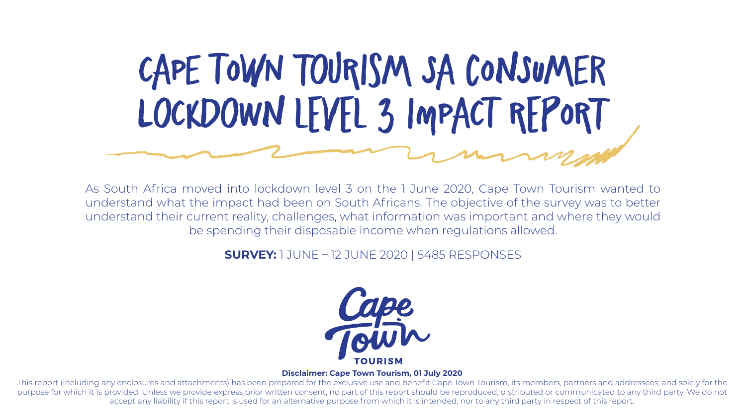# CAPE TOWN TOURISM SA CONSUMER LOCKDOWN LEVEL 3 IMPACT REPORT

As South Africa moved into lockdown level 3 on the 1 June 2020, Cape Town Tourism wanted to understand what the impact had been on South Africans. The objective of the survey was to better understand their current reality, challenges, what information was important and where they would be spending their disposable income when regulations allowed.

**SURVEY:** 1 JUNE – 12 JUNE 2020 | 5485 RESPONSES

Cape Town TOURISM

**Disclaimer: Cape Town Tourism, 01 July 2020**

This report (including any enclosures and attachments) has been prepared for the exclusive use and benefit Cape Town Tourism, its members, partners and addressees; and solely for the purpose for which it is provided. Unless we provide express prior written consent, no part of this report should be reproduced, distributed or communicated to any third party. We do not accept any liability if this report is used for an alternative purpose from which it is intended, nor to any third party in respect of this report.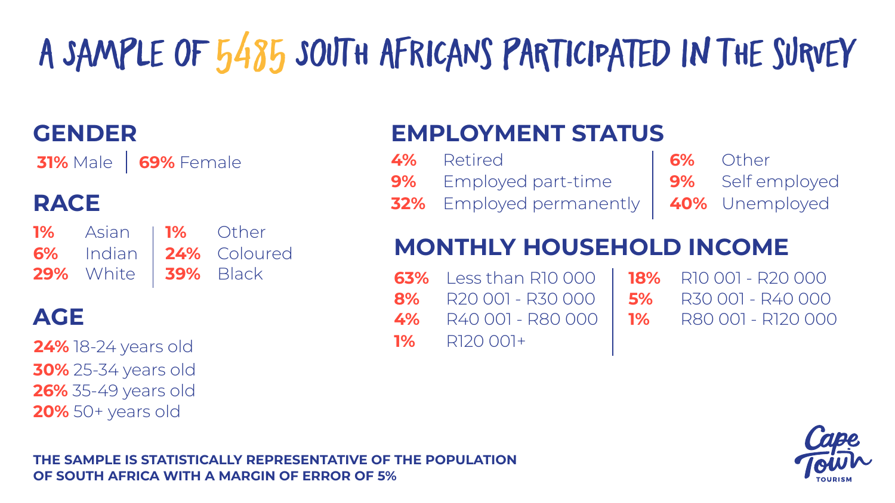# A SAMPLE OF 5485 SOUTH AFRICANS PARTICIPATED IN THE SURVEY

## GENDER

**31%** Male | **69%** Female

## RACE

- **1%** Asian
- **6%** Indian
- **29%** White
- **1%** Other
- **24%** Coloured
- **39%** Black

## AGE

- **24%** 18-24 years old
- **30%** 25-34 years old
- **26%** 35-49 years old
- **20%** 50+ years old

## EMPLOYMENT STATUS

- **4%** Retired
- **9%** Employed part-time
- **32%** Employed permanently
- **6%** Other
- **9%** Self employed
- **40%** Unemployed

## MONTHLY HOUSEHOLD INCOME

- **63%** Less than R10 000
- **8%** R20 001 - R30 000
- **4%** R40 001 - R80 000
- **1%** R120 001+
- **18%** R10 001 - R20 000
- **5%** R30 001 - R40 000
- **1%** R80 001 - R120 000

**THE SAMPLE IS STATISTICALLY REPRESENTATIVE OF THE POPULATION OF SOUTH AFRICA WITH A MARGIN OF ERROR OF 5%**

Cape Town TOURISM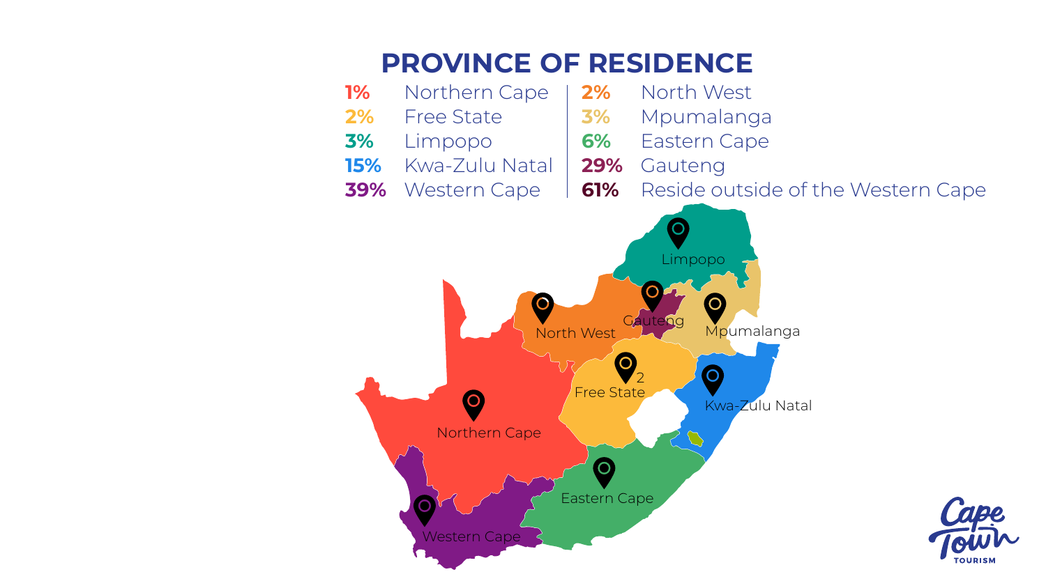# PROVINCE OF RESIDENCE

| | | | |
|---|---|---|---|
| 1% | Northern Cape | 2% | North West |
| 2% | Free State | 3% | Mpumalanga |
| 3% | Limpopo | 6% | Eastern Cape |
| 15% | Kwa-Zulu Natal | 29% | Gauteng |
| 39% | Western Cape | 61% | Reside outside of the Western Cape |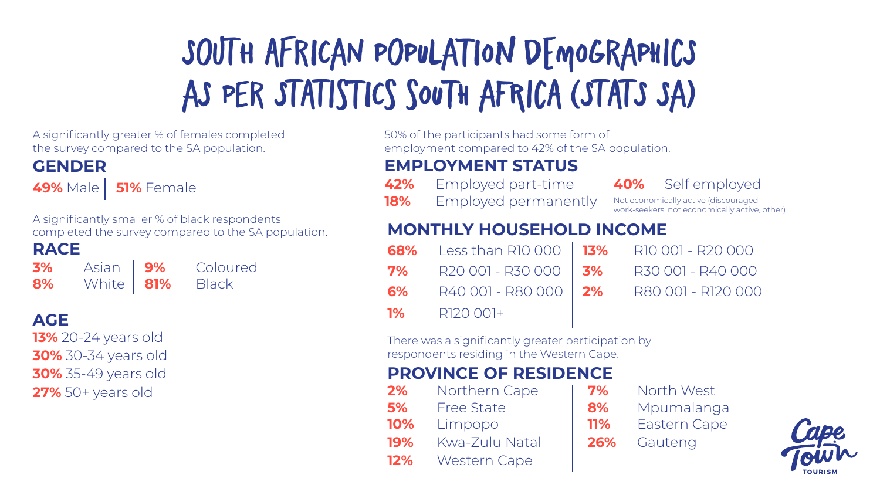# SOUTH AFRICAN POPULATION DEMOGRAPHICS AS PER STATISTICS SOUTH AFRICA (STATS SA)

A significantly greater % of females completed the survey compared to the SA population.

## GENDER

**49%** Male | **51%** Female

A significantly smaller % of black respondents completed the survey compared to the SA population.

## RACE

| | | | |
|---|---|---|---|
| **3%** | Asian | **9%** | Coloured |
| **8%** | White | **81%** | Black |

## AGE

**13%** 20-24 years old
**30%** 30-34 years old
**30%** 35-49 years old
**27%** 50+ years old

50% of the participants had some form of employment compared to 42% of the SA population.

## EMPLOYMENT STATUS

| | | | |
|---|---|---|---|
| **42%** | Employed part-time | **40%** | Self employed |
| **18%** | Employed permanently | | Not economically active (discouraged work-seekers, not economically active, other) |

## MONTHLY HOUSEHOLD INCOME

| | | | |
|---|---|---|---|
| **68%** | Less than R10 000 | **13%** | R10 001 - R20 000 |
| **7%** | R20 001 - R30 000 | **3%** | R30 001 - R40 000 |
| **6%** | R40 001 - R80 000 | **2%** | R80 001 - R120 000 |
| **1%** | R120 001+ | | |

There was a significantly greater participation by respondents residing in the Western Cape.

## PROVINCE OF RESIDENCE

| | | | |
|---|---|---|---|
| **2%** | Northern Cape | **7%** | North West |
| **5%** | Free State | **8%** | Mpumalanga |
| **10%** | Limpopo | **11%** | Eastern Cape |
| **19%** | Kwa-Zulu Natal | **26%** | Gauteng |
| **12%** | Western Cape | | |

Cape Town TOURISM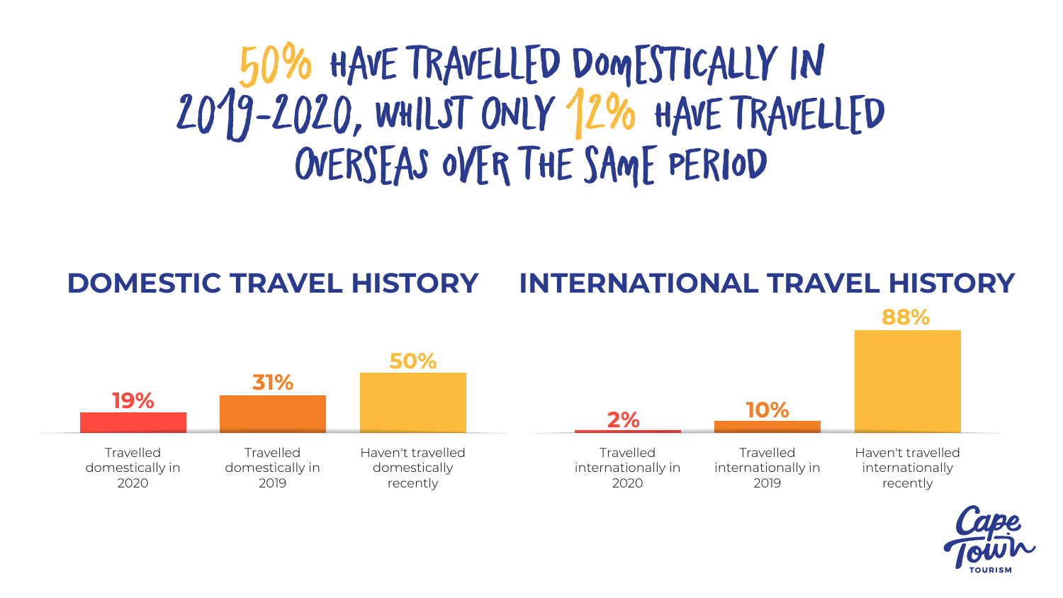# 50% have travelled domestically in 2019-2020, whilst only 12% have travelled overseas over the same period

## DOMESTIC TRAVEL HISTORY

| Category | Percentage |
| --- | --- |
| Travelled domestically in 2020 | 19% |
| Travelled domestically in 2019 | 31% |
| Haven't travelled domestically recently | 50% |

## INTERNATIONAL TRAVEL HISTORY

| Category | Percentage |
| --- | --- |
| Travelled internationally in 2020 | 2% |
| Travelled internationally in 2019 | 10% |
| Haven't travelled internationally recently | 88% |

Cape Town TOURISM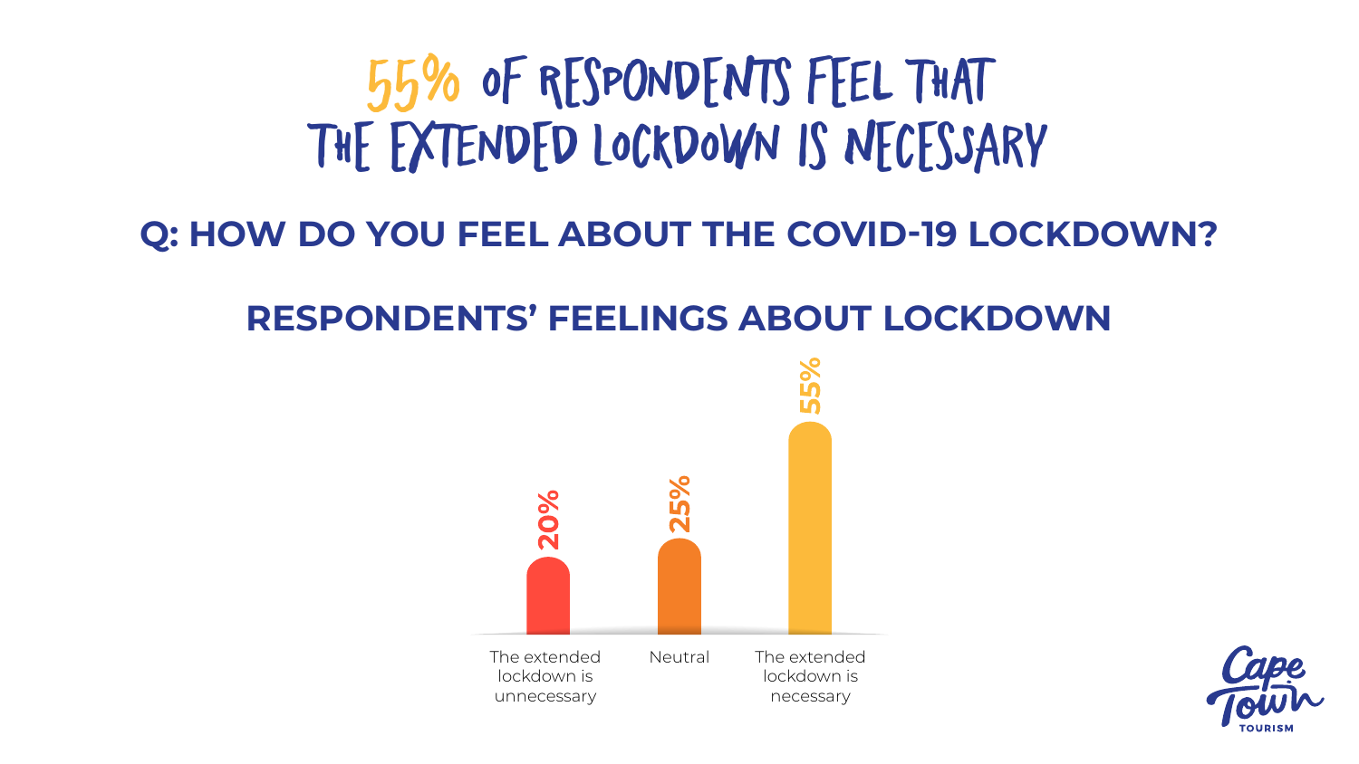# 55% OF RESPONDENTS FEEL THAT THE EXTENDED LOCKDOWN IS NECESSARY

## Q: HOW DO YOU FEEL ABOUT THE COVID-19 LOCKDOWN?

## RESPONDENTS' FEELINGS ABOUT LOCKDOWN

| Response | Percentage |
|---|---|
| The extended lockdown is unnecessary | 20% |
| Neutral | 25% |
| The extended lockdown is necessary | 55% |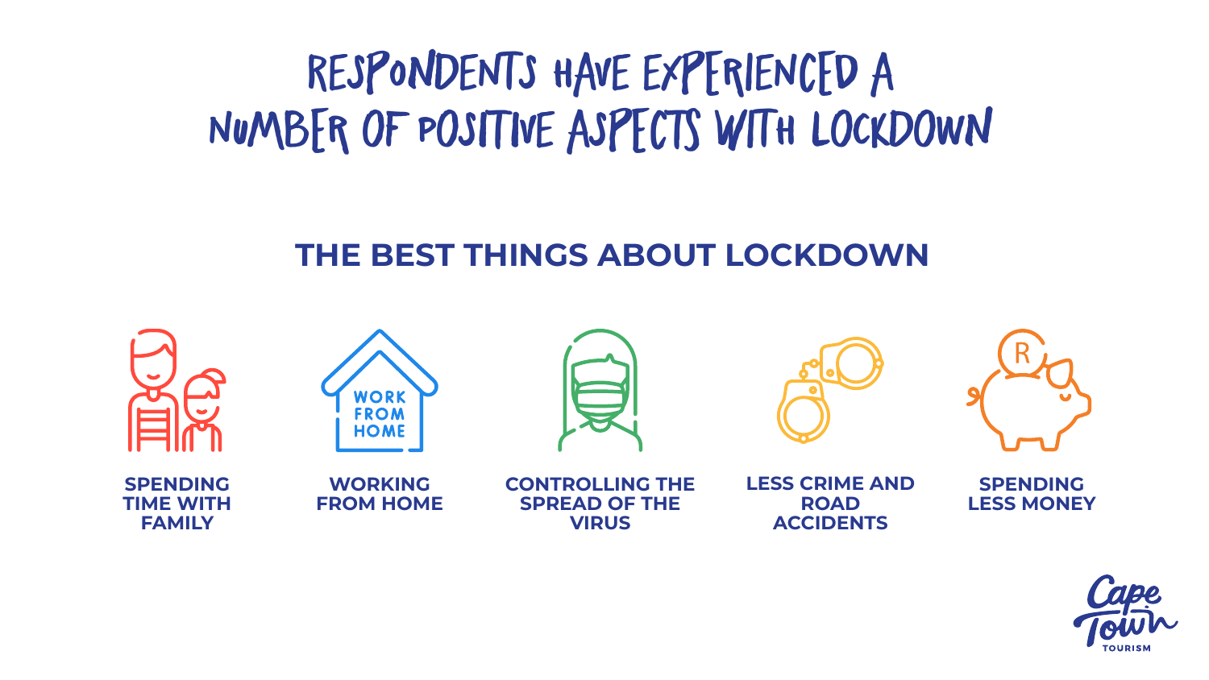# RESPONDENTS HAVE EXPERIENCED A NUMBER OF POSITIVE ASPECTS WITH LOCKDOWN

## THE BEST THINGS ABOUT LOCKDOWN

- **SPENDING TIME WITH FAMILY**
- **WORKING FROM HOME**
- **CONTROLLING THE SPREAD OF THE VIRUS**
- **LESS CRIME AND ROAD ACCIDENTS**
- **SPENDING LESS MONEY**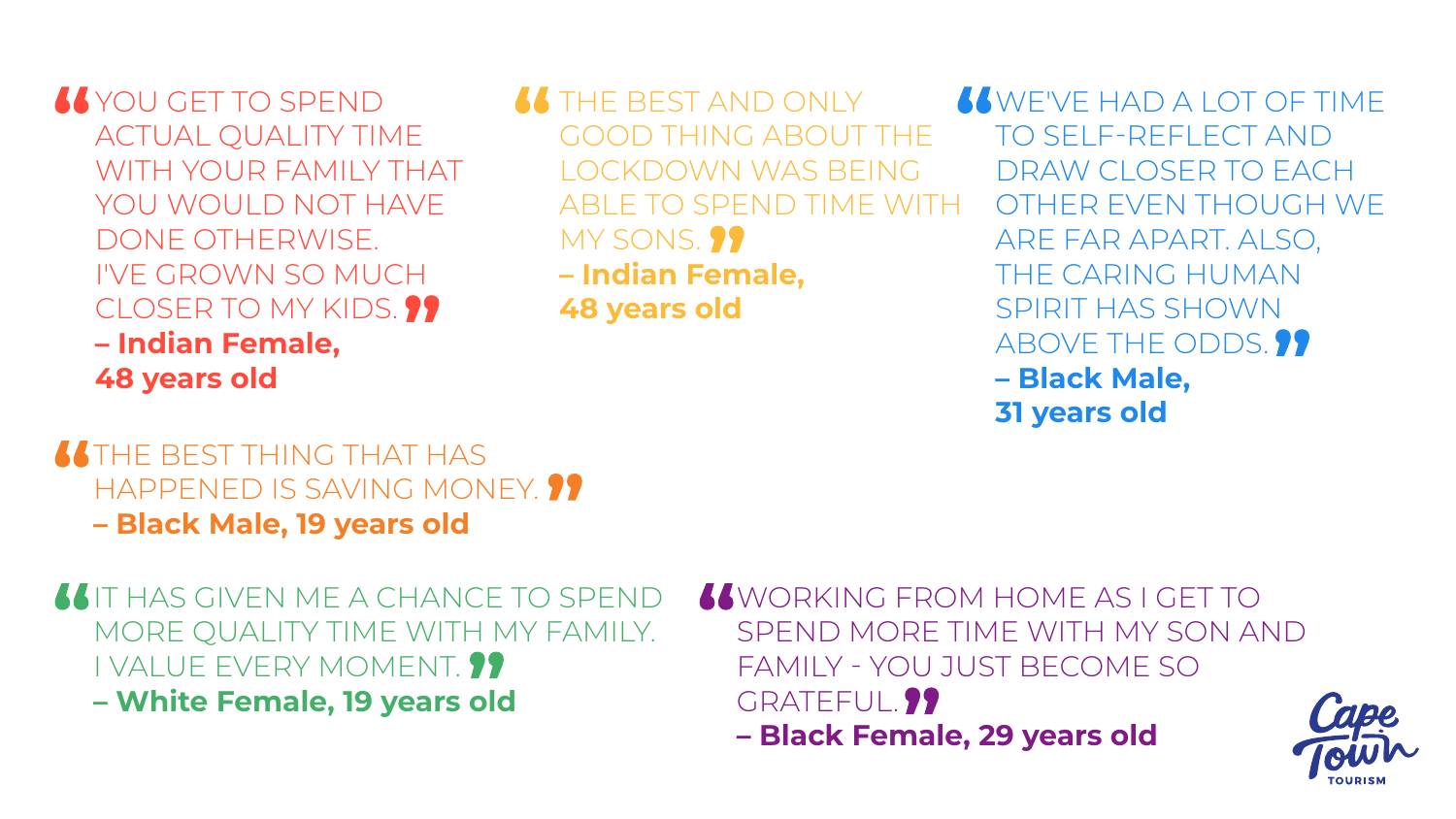"YOU GET TO SPEND ACTUAL QUALITY TIME WITH YOUR FAMILY THAT YOU WOULD NOT HAVE DONE OTHERWISE. I'VE GROWN SO MUCH CLOSER TO MY KIDS."
**– Indian Female, 48 years old**

"THE BEST AND ONLY GOOD THING ABOUT THE LOCKDOWN WAS BEING ABLE TO SPEND TIME WITH MY SONS."
**– Indian Female, 48 years old**

"WE'VE HAD A LOT OF TIME TO SELF-REFLECT AND DRAW CLOSER TO EACH OTHER EVEN THOUGH WE ARE FAR APART. ALSO, THE CARING HUMAN SPIRIT HAS SHOWN ABOVE THE ODDS."
**– Black Male, 31 years old**

"THE BEST THING THAT HAS HAPPENED IS SAVING MONEY."
**– Black Male, 19 years old**

"IT HAS GIVEN ME A CHANCE TO SPEND MORE QUALITY TIME WITH MY FAMILY. I VALUE EVERY MOMENT."
**– White Female, 19 years old**

"WORKING FROM HOME AS I GET TO SPEND MORE TIME WITH MY SON AND FAMILY - YOU JUST BECOME SO GRATEFUL."
**– Black Female, 29 years old**

Cape Town TOURISM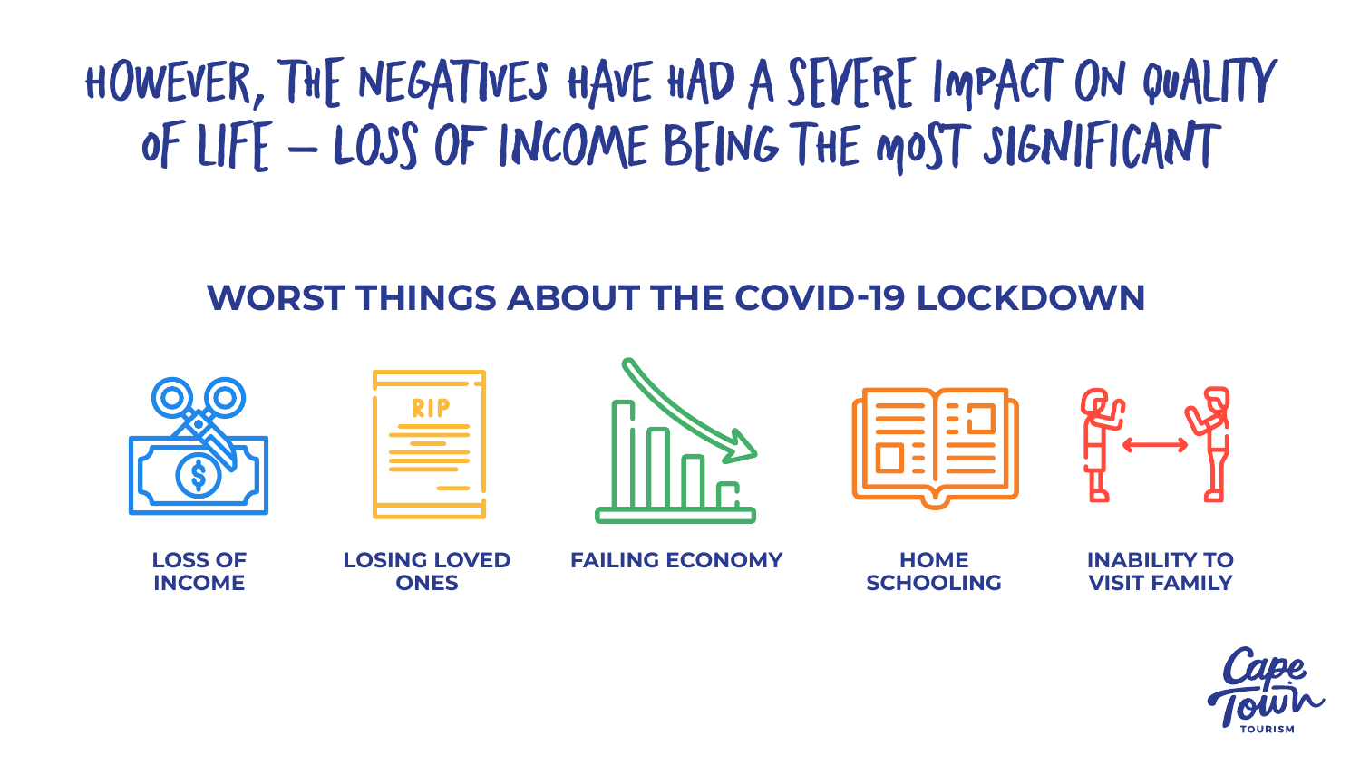# HOWEVER, THE NEGATIVES HAVE HAD A SEVERE IMPACT ON QUALITY OF LIFE – LOSS OF INCOME BEING THE MOST SIGNIFICANT

## WORST THINGS ABOUT THE COVID-19 LOCKDOWN

- LOSS OF INCOME
- LOSING LOVED ONES
- FAILING ECONOMY
- HOME SCHOOLING
- INABILITY TO VISIT FAMILY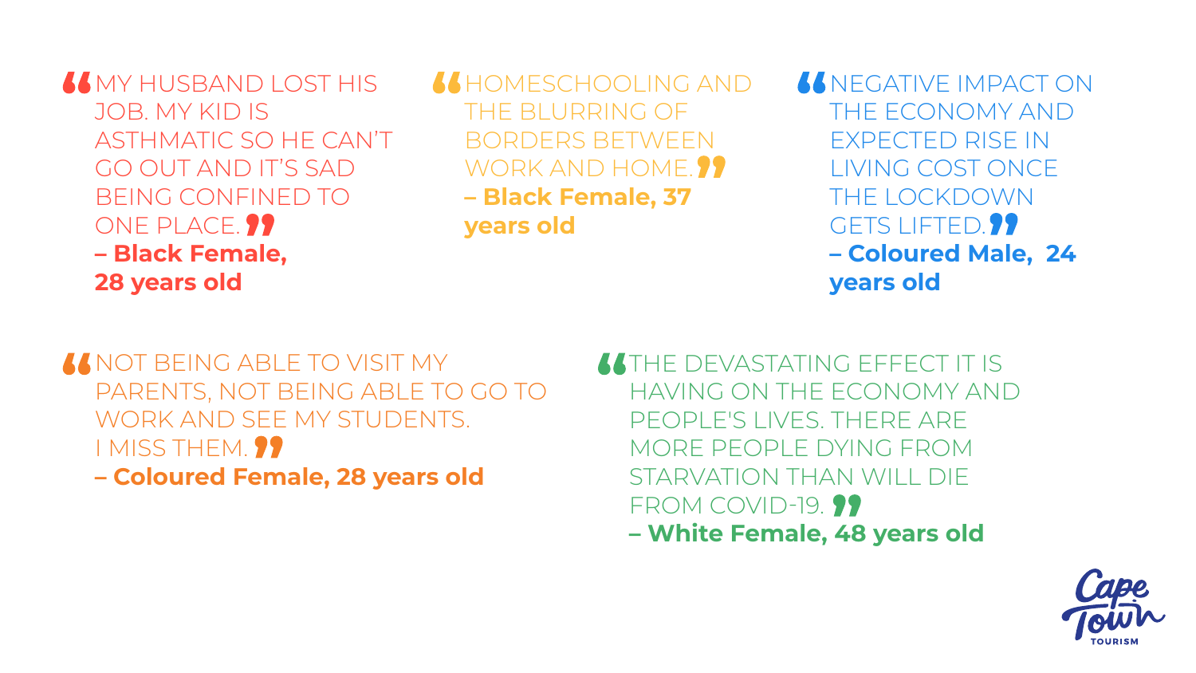> "MY HUSBAND LOST HIS JOB. MY KID IS ASTHMATIC SO HE CAN'T GO OUT AND IT'S SAD BEING CONFINED TO ONE PLACE."
> **– Black Female, 28 years old**

> "HOMESCHOOLING AND THE BLURRING OF BORDERS BETWEEN WORK AND HOME."
> **– Black Female, 37 years old**

> "NEGATIVE IMPACT ON THE ECONOMY AND EXPECTED RISE IN LIVING COST ONCE THE LOCKDOWN GETS LIFTED."
> **– Coloured Male, 24 years old**

> "NOT BEING ABLE TO VISIT MY PARENTS, NOT BEING ABLE TO GO TO WORK AND SEE MY STUDENTS. I MISS THEM."
> **– Coloured Female, 28 years old**

> "THE DEVASTATING EFFECT IT IS HAVING ON THE ECONOMY AND PEOPLE'S LIVES. THERE ARE MORE PEOPLE DYING FROM STARVATION THAN WILL DIE FROM COVID-19."
> **– White Female, 48 years old**

Cape Town TOURISM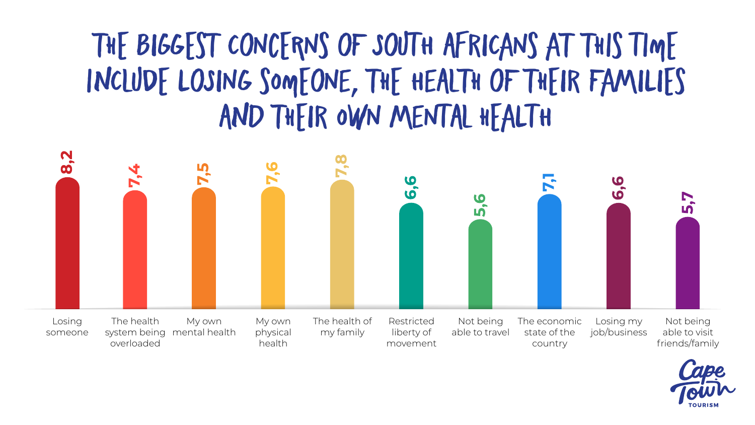# THE BIGGEST CONCERNS OF SOUTH AFRICANS AT THIS TIME INCLUDE LOSING SOMEONE, THE HEALTH OF THEIR FAMILIES AND THEIR OWN MENTAL HEALTH

| Concern | Score |
| --- | --- |
| Losing someone | 8,2 |
| The health system being overloaded | 7,4 |
| My own mental health | 7,5 |
| My own physical health | 7,6 |
| The health of my family | 7,8 |
| Restricted liberty of movement | 6,6 |
| Not being able to travel | 5,6 |
| The economic state of the country | 7,1 |
| Losing my job/business | 6,6 |
| Not being able to visit friends/family | 5,7 |

Cape Town TOURISM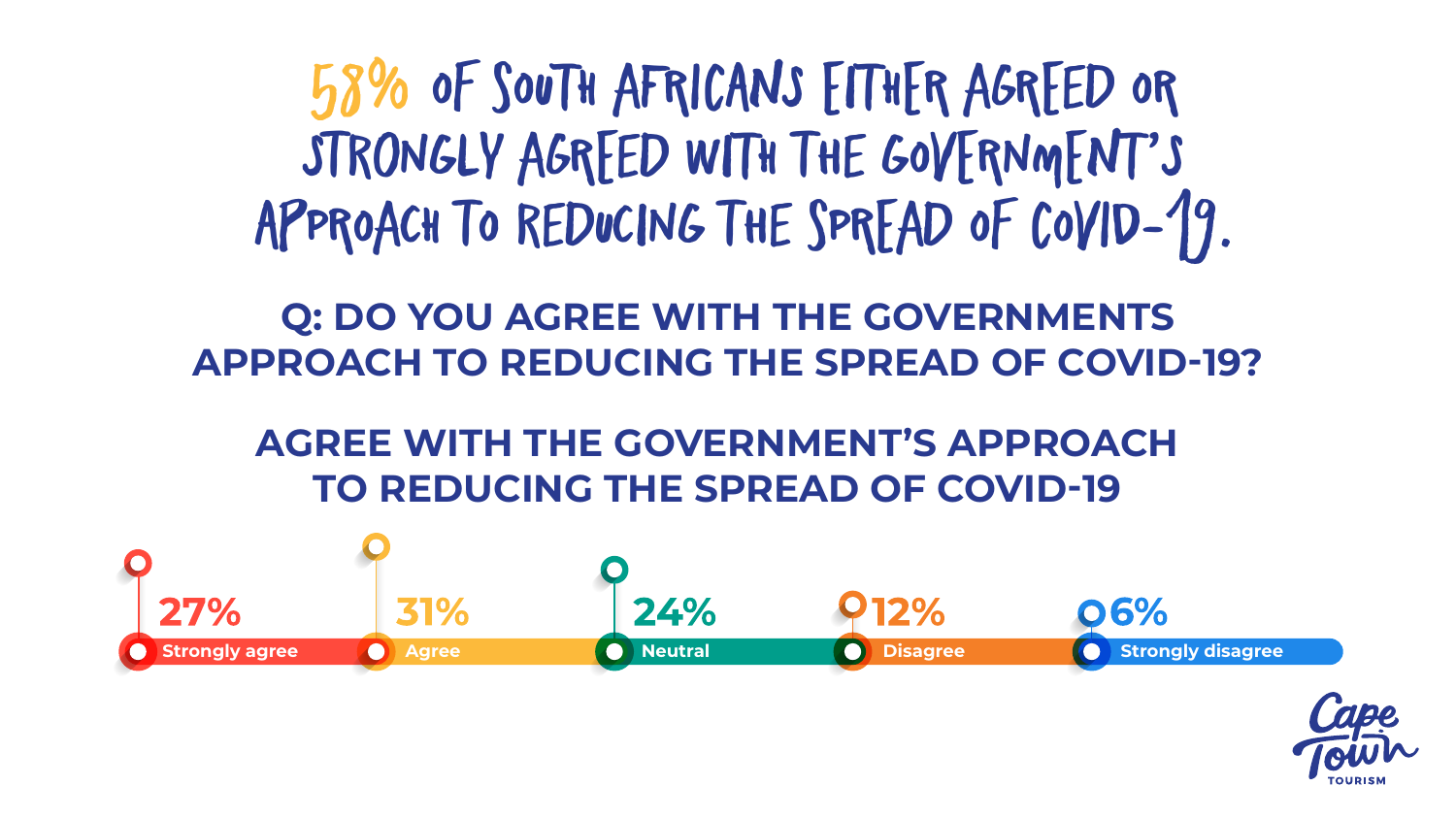# 58% of South Africans either agreed or strongly agreed with the government's approach to reducing the spread of COVID-19.

## Q: DO YOU AGREE WITH THE GOVERNMENTS APPROACH TO REDUCING THE SPREAD OF COVID-19?

## AGREE WITH THE GOVERNMENT'S APPROACH TO REDUCING THE SPREAD OF COVID-19

| Strongly agree | Agree | Neutral | Disagree | Strongly disagree |
|---|---|---|---|---|
| 27% | 31% | 24% | 12% | 6% |

Cape Town Tourism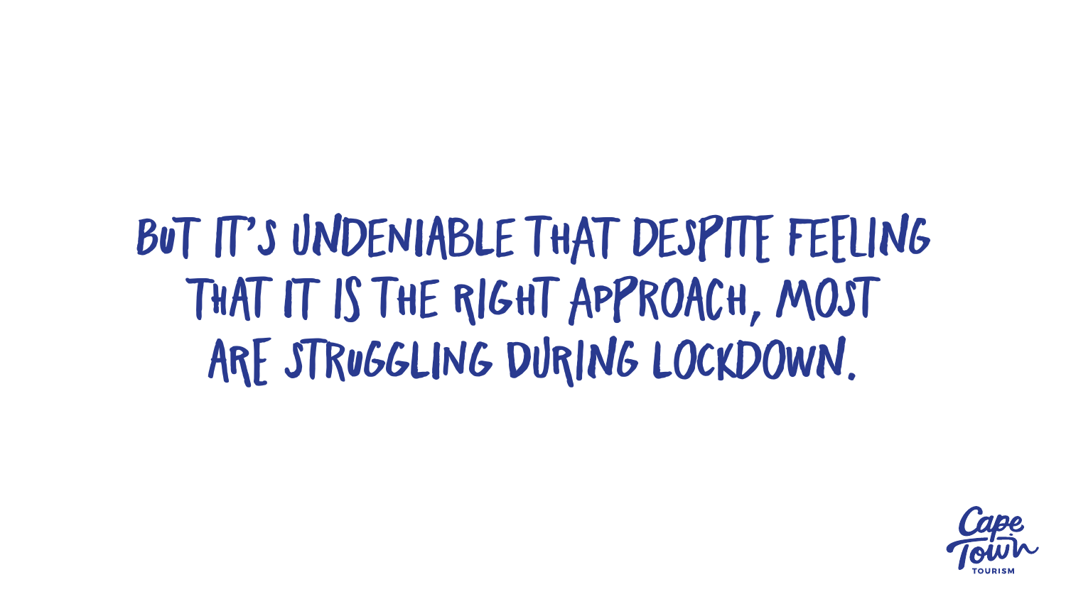BUT IT'S UNDENIABLE THAT DESPITE FEELING THAT IT IS THE RIGHT APPROACH, MOST ARE STRUGGLING DURING LOCKDOWN.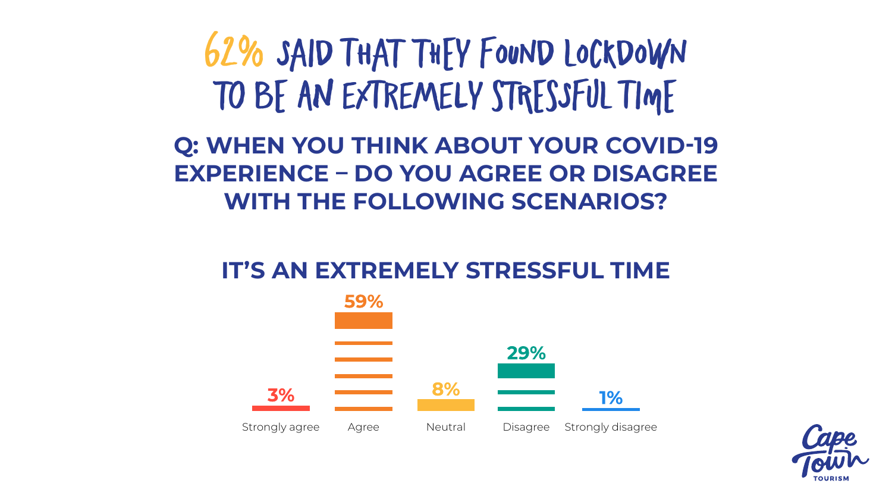# 62% said that they found lockdown to be an extremely stressful time

## Q: When you think about your COVID-19 experience – do you agree or disagree with the following scenarios?

### It's an extremely stressful time

| Strongly agree | Agree | Neutral | Disagree | Strongly disagree |
|---|---|---|---|---|
| 3% | 59% | 8% | 29% | 1% |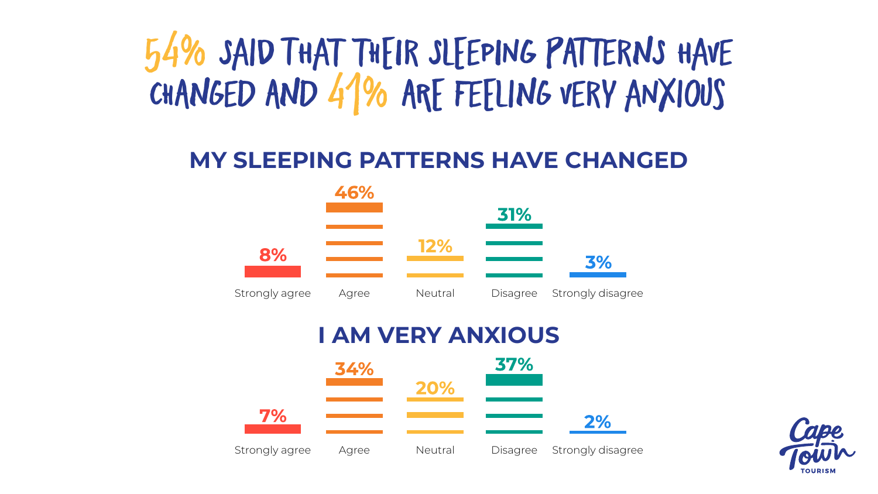# 54% SAID THAT THEIR SLEEPING PATTERNS HAVE CHANGED AND 41% ARE FEELING VERY ANXIOUS

## MY SLEEPING PATTERNS HAVE CHANGED

| Strongly agree | Agree | Neutral | Disagree | Strongly disagree |
|---|---|---|---|---|
| 8% | 46% | 12% | 31% | 3% |

## I AM VERY ANXIOUS

| Strongly agree | Agree | Neutral | Disagree | Strongly disagree |
|---|---|---|---|---|
| 7% | 34% | 20% | 37% | 2% |

Cape Town TOURISM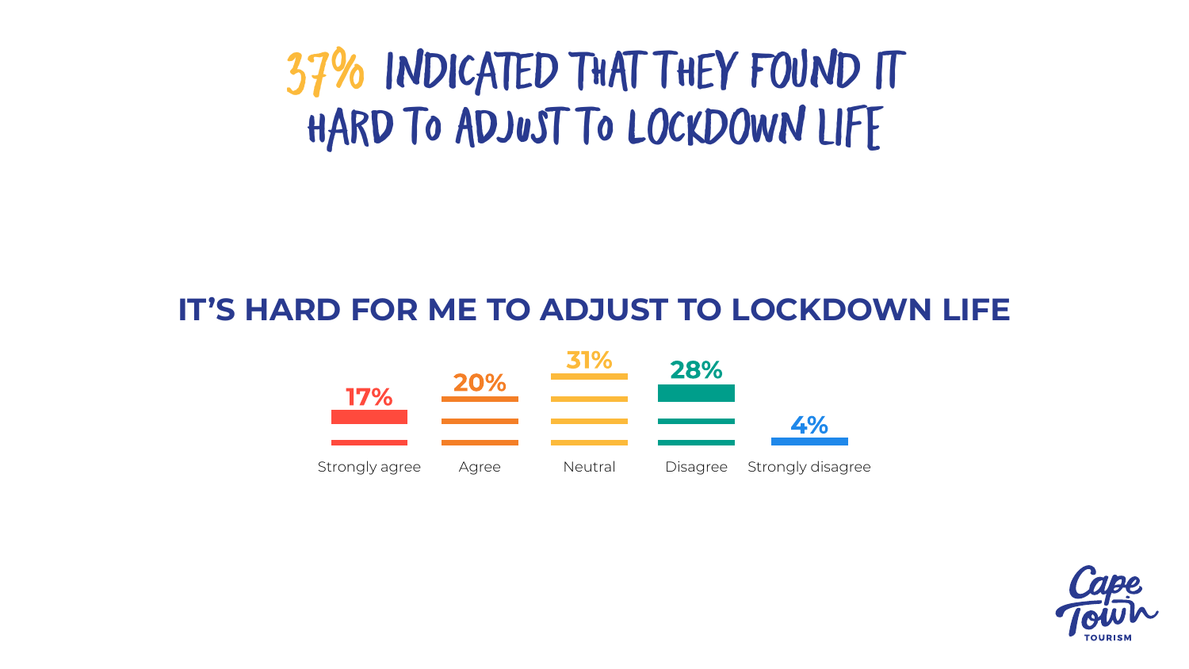# 37% INDICATED THAT THEY FOUND IT HARD TO ADJUST TO LOCKDOWN LIFE

## IT'S HARD FOR ME TO ADJUST TO LOCKDOWN LIFE

| Strongly agree | Agree | Neutral | Disagree | Strongly disagree |
| --- | --- | --- | --- | --- |
| 17% | 20% | 31% | 28% | 4% |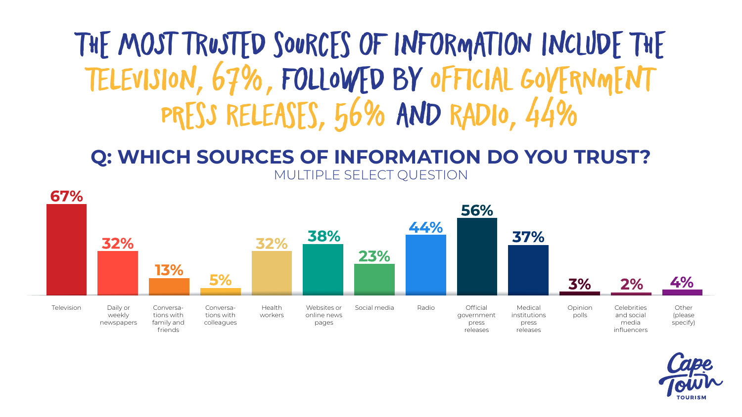# THE MOST TRUSTED SOURCES OF INFORMATION INCLUDE THE TELEVISION, 67%, FOLLOWED BY OFFICIAL GOVERNMENT PRESS RELEASES, 56% AND RADIO, 44%

## Q: WHICH SOURCES OF INFORMATION DO YOU TRUST?

MULTIPLE SELECT QUESTION

| Source | % |
| --- | --- |
| Television | 67% |
| Daily or weekly newspapers | 32% |
| Conversations with family and friends | 13% |
| Conversations with colleagues | 5% |
| Health workers | 32% |
| Websites or online news pages | 38% |
| Social media | 23% |
| Radio | 44% |
| Official government press releases | 56% |
| Medical institutions press releases | 37% |
| Opinion polls | 3% |
| Celebrities and social media influencers | 2% |
| Other (please specify) | 4% |

Cape Town TOURISM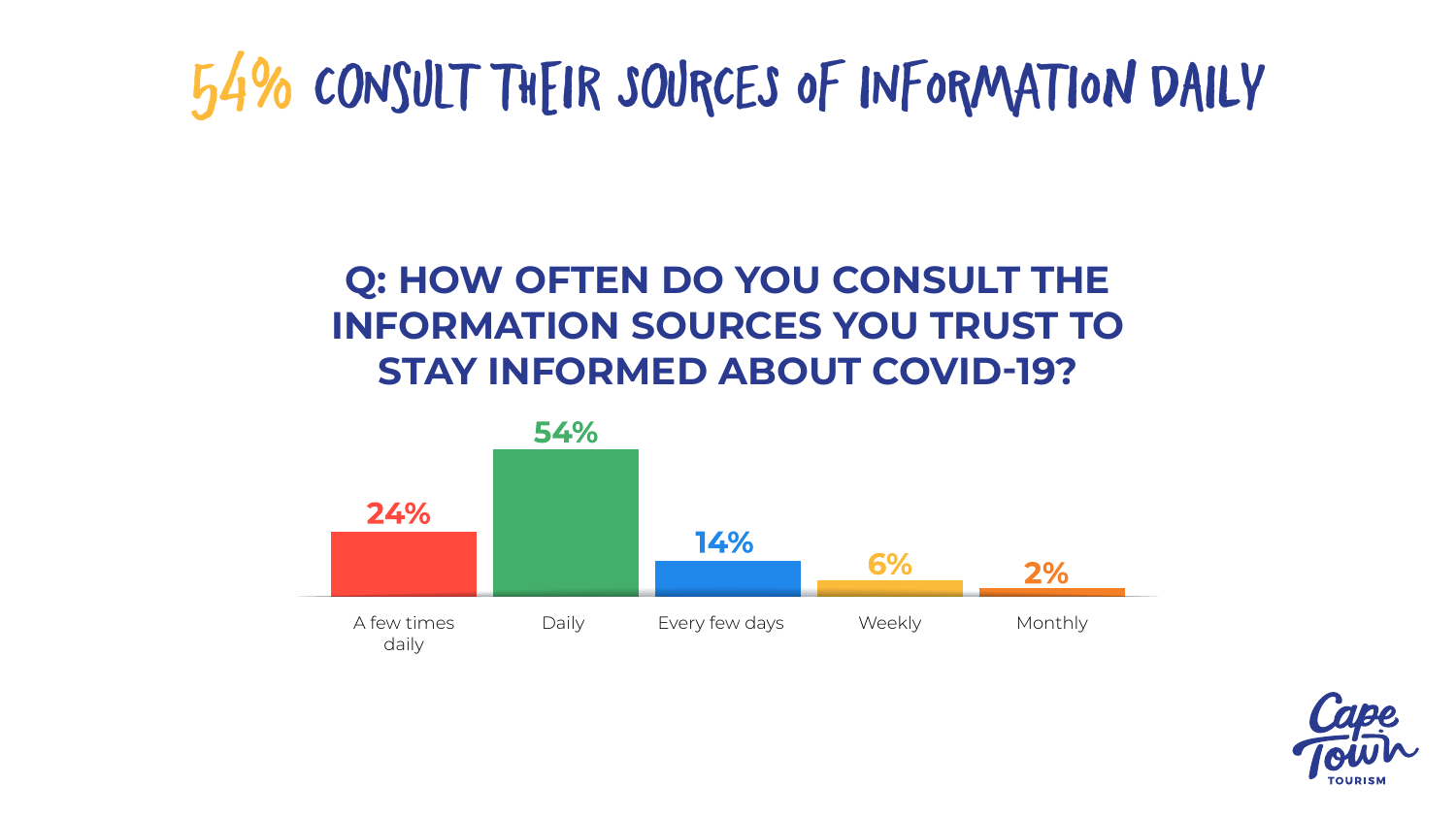# 54% CONSULT THEIR SOURCES OF INFORMATION DAILY

## Q: HOW OFTEN DO YOU CONSULT THE INFORMATION SOURCES YOU TRUST TO STAY INFORMED ABOUT COVID-19?

| A few times daily | Daily | Every few days | Weekly | Monthly |
| --- | --- | --- | --- | --- |
| 24% | 54% | 14% | 6% | 2% |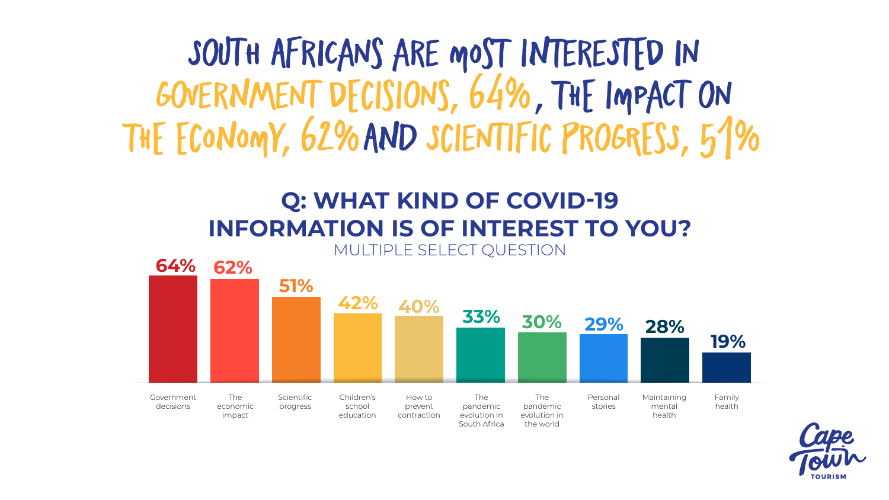# SOUTH AFRICANS ARE MOST INTERESTED IN GOVERNMENT DECISIONS, 64%, THE IMPACT ON THE ECONOMY, 62% AND SCIENTIFIC PROGRESS, 51%

## Q: WHAT KIND OF COVID-19 INFORMATION IS OF INTEREST TO YOU?

MULTIPLE SELECT QUESTION

| Information type | % |
| --- | --- |
| Government decisions | 64% |
| The economic impact | 62% |
| Scientific progress | 51% |
| Children's school education | 42% |
| How to prevent contraction | 40% |
| The pandemic evolution in South Africa | 33% |
| The pandemic evolution in the world | 30% |
| Personal stories | 29% |
| Maintaining mental health | 28% |
| Family health | 19% |

Cape Town TOURISM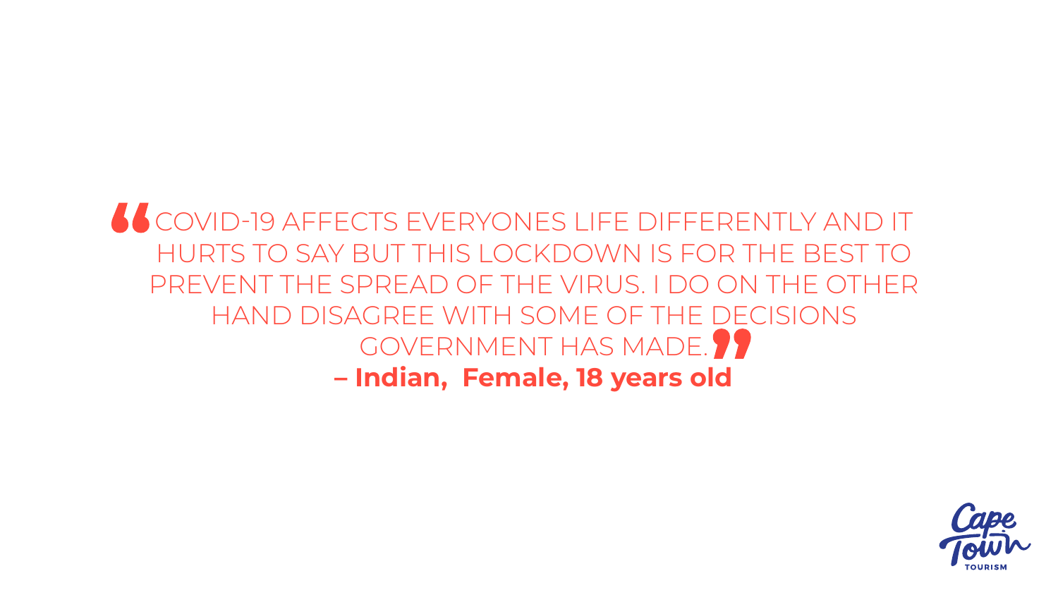“COVID-19 AFFECTS EVERYONES LIFE DIFFERENTLY AND IT HURTS TO SAY BUT THIS LOCKDOWN IS FOR THE BEST TO PREVENT THE SPREAD OF THE VIRUS. I DO ON THE OTHER HAND DISAGREE WITH SOME OF THE DECISIONS GOVERNMENT HAS MADE.”

**– Indian, Female, 18 years old**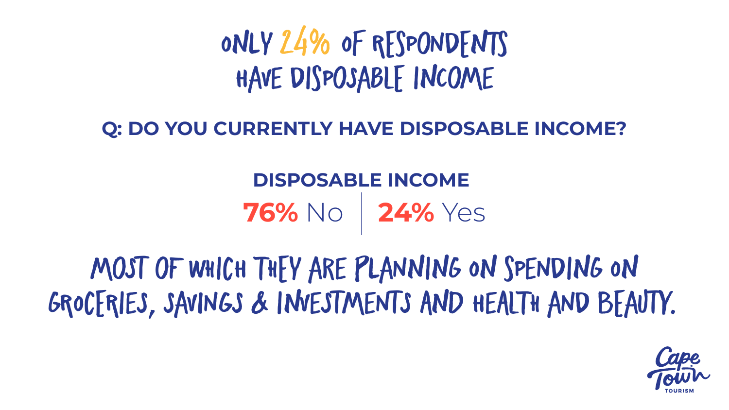# ONLY 24% OF RESPONDENTS HAVE DISPOSABLE INCOME

**Q: DO YOU CURRENTLY HAVE DISPOSABLE INCOME?**

**DISPOSABLE INCOME**

**76%** No | **24%** Yes

MOST OF WHICH THEY ARE PLANNING ON SPENDING ON GROCERIES, SAVINGS & INVESTMENTS AND HEALTH AND BEAUTY.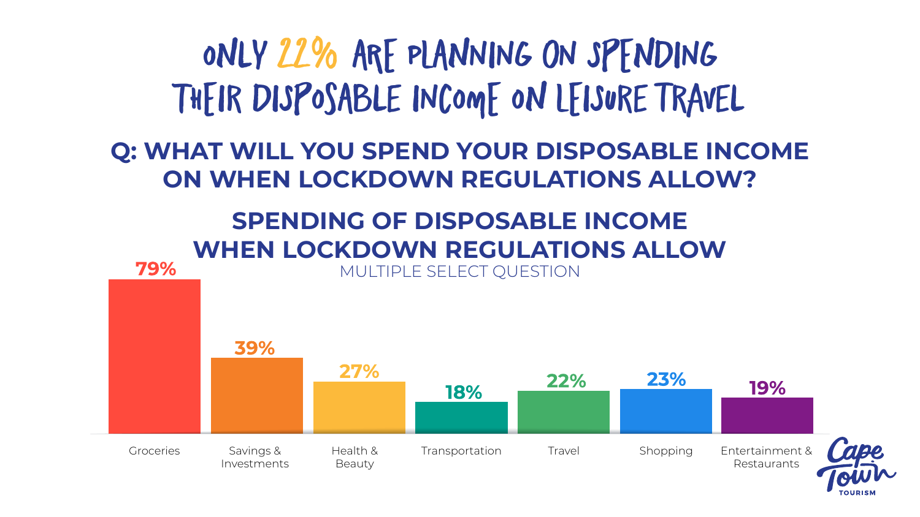# ONLY 22% ARE PLANNING ON SPENDING THEIR DISPOSABLE INCOME ON LEISURE TRAVEL

## Q: WHAT WILL YOU SPEND YOUR DISPOSABLE INCOME ON WHEN LOCKDOWN REGULATIONS ALLOW?

### SPENDING OF DISPOSABLE INCOME WHEN LOCKDOWN REGULATIONS ALLOW

MULTIPLE SELECT QUESTION

| Category | % |
|---|---|
| Groceries | 79% |
| Savings & Investments | 39% |
| Health & Beauty | 27% |
| Transportation | 18% |
| Travel | 22% |
| Shopping | 23% |
| Entertainment & Restaurants | 19% |

Cape Town TOURISM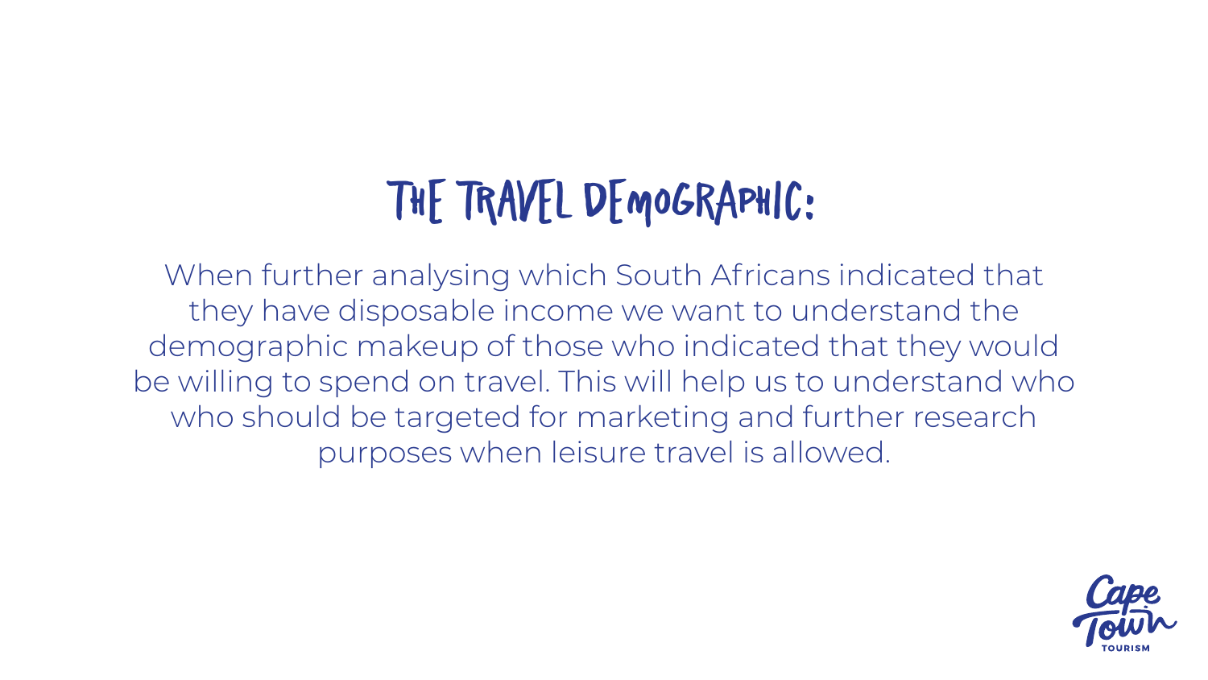# THE TRAVEL DEMOGRAPHIC:

When further analysing which South Africans indicated that they have disposable income we want to understand the demographic makeup of those who indicated that they would be willing to spend on travel. This will help us to understand who who should be targeted for marketing and further research purposes when leisure travel is allowed.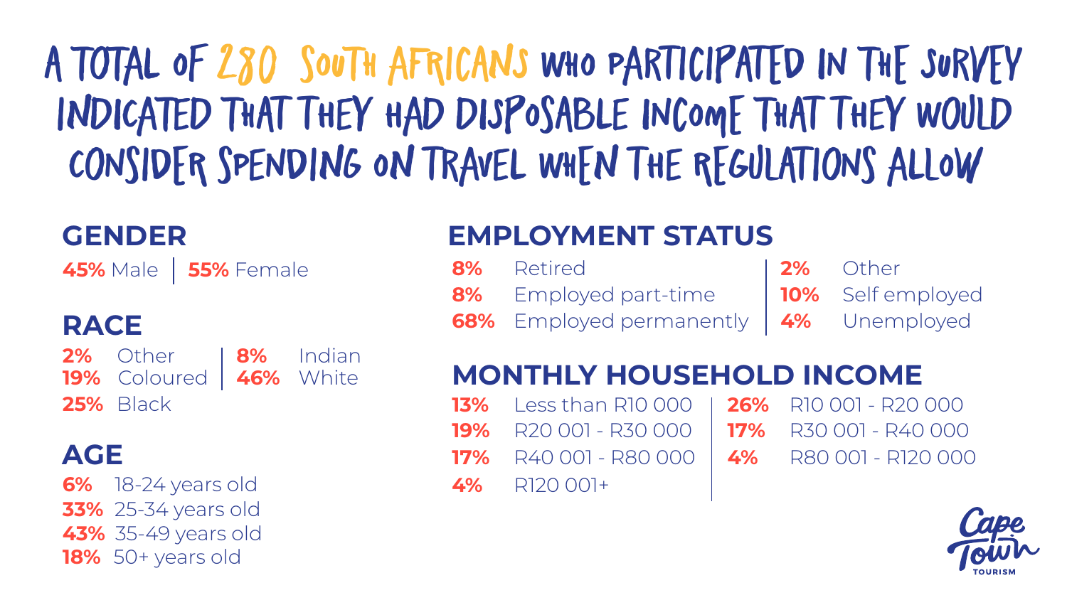# A TOTAL OF 280 SOUTH AFRICANS WHO PARTICIPATED IN THE SURVEY INDICATED THAT THEY HAD DISPOSABLE INCOME THAT THEY WOULD CONSIDER SPENDING ON TRAVEL WHEN THE REGULATIONS ALLOW

## GENDER

**45%** Male | **55%** Female

## RACE

- **2%** Other
- **19%** Coloured
- **25%** Black
- **8%** Indian
- **46%** White

## AGE

- **6%** 18-24 years old
- **33%** 25-34 years old
- **43%** 35-49 years old
- **18%** 50+ years old

## EMPLOYMENT STATUS

- **8%** Retired
- **8%** Employed part-time
- **68%** Employed permanently
- **2%** Other
- **10%** Self employed
- **4%** Unemployed

## MONTHLY HOUSEHOLD INCOME

- **13%** Less than R10 000
- **19%** R20 001 - R30 000
- **17%** R40 001 - R80 000
- **4%** R120 001+
- **26%** R10 001 - R20 000
- **17%** R30 001 - R40 000
- **4%** R80 001 - R120 000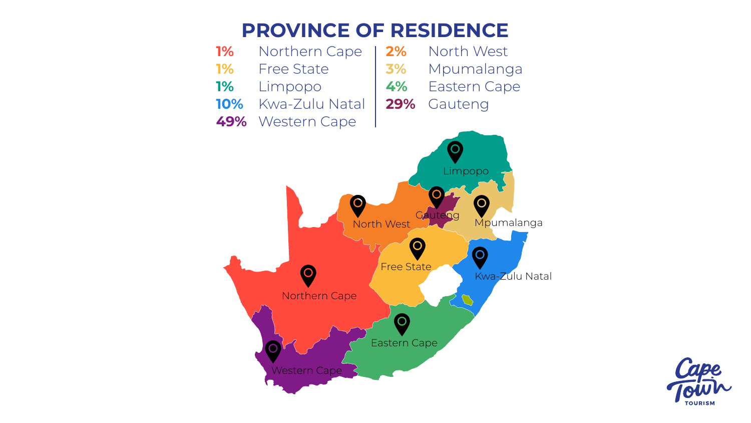# PROVINCE OF RESIDENCE

| | | | |
|---|---|---|---|
| 1% | Northern Cape | 2% | North West |
| 1% | Free State | 3% | Mpumalanga |
| 1% | Limpopo | 4% | Eastern Cape |
| 10% | Kwa-Zulu Natal | 29% | Gauteng |
| 49% | Western Cape | | |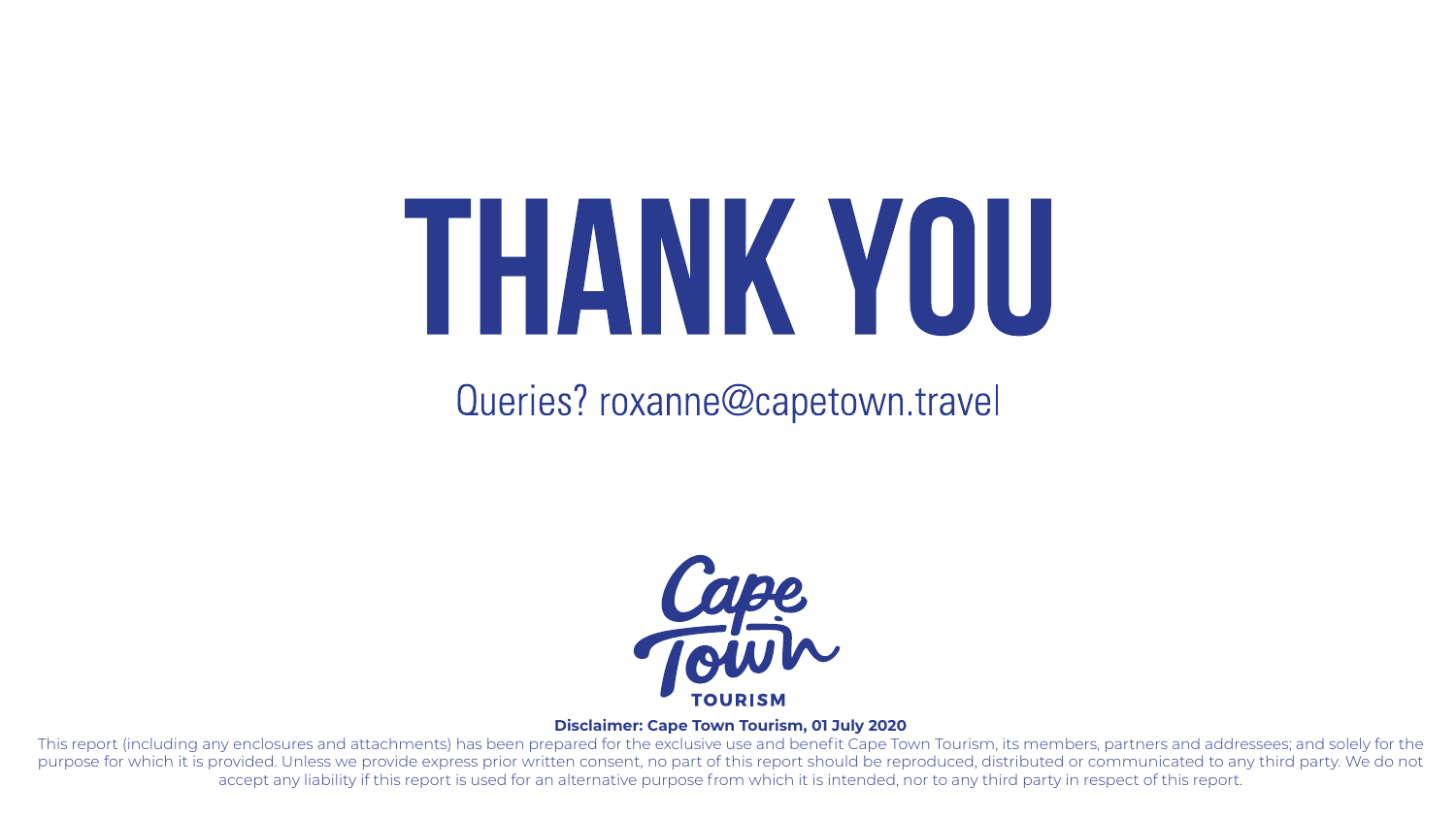# THANK YOU

Queries? roxanne@capetown.travel

Cape Town TOURISM

**Disclaimer: Cape Town Tourism, 01 July 2020**

This report (including any enclosures and attachments) has been prepared for the exclusive use and benefit Cape Town Tourism, its members, partners and addressees; and solely for the purpose for which it is provided. Unless we provide express prior written consent, no part of this report should be reproduced, distributed or communicated to any third party. We do not accept any liability if this report is used for an alternative purpose from which it is intended, nor to any third party in respect of this report.